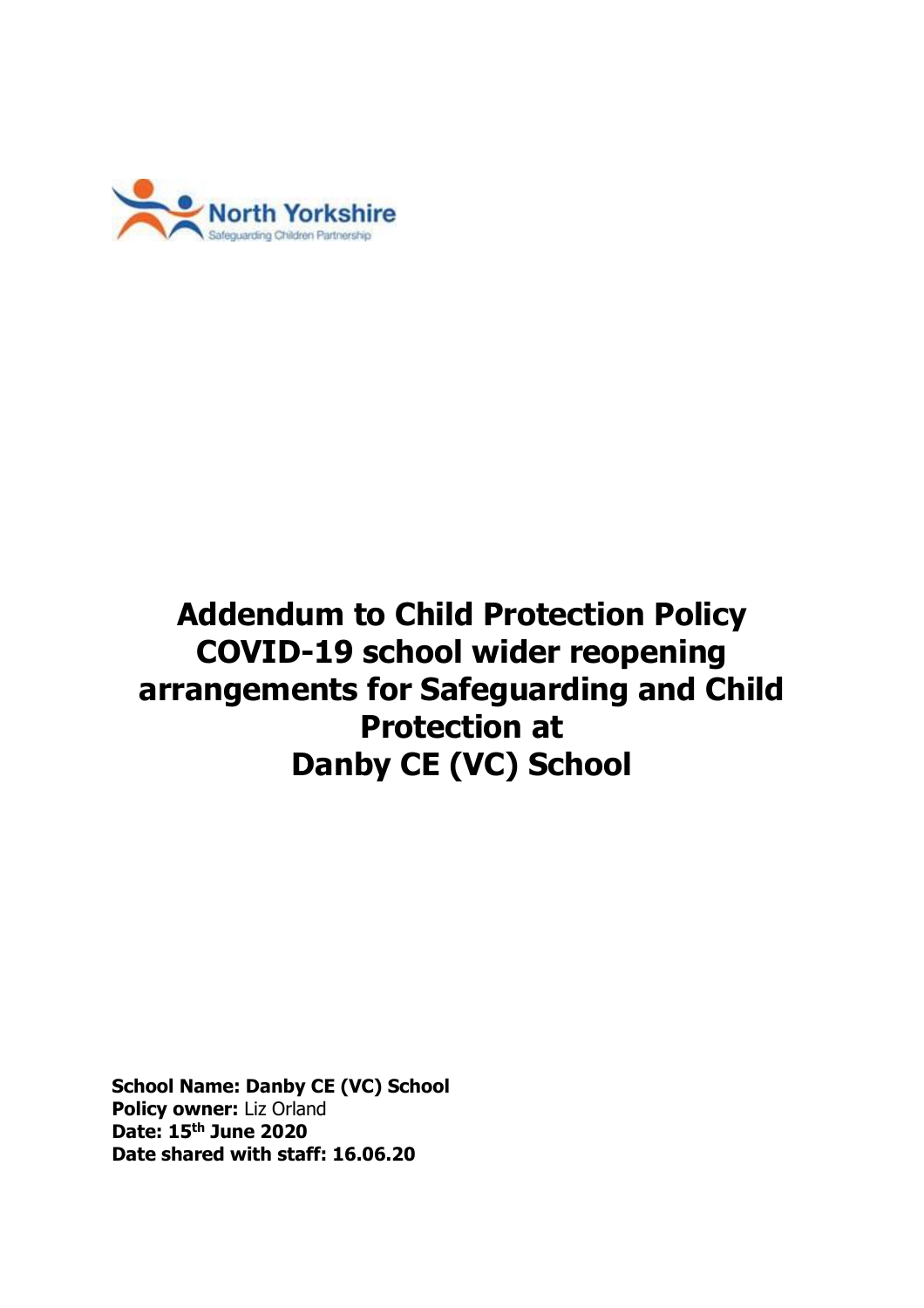North Yorkshire
Safeguarding Children Partnership

# Addendum to Child Protection Policy COVID-19 school wider reopening arrangements for Safeguarding and Child Protection at Danby CE (VC) School

**School Name: Danby CE (VC) School**
**Policy owner:** Liz Orland
**Date: 15th June 2020**
**Date shared with staff: 16.06.20**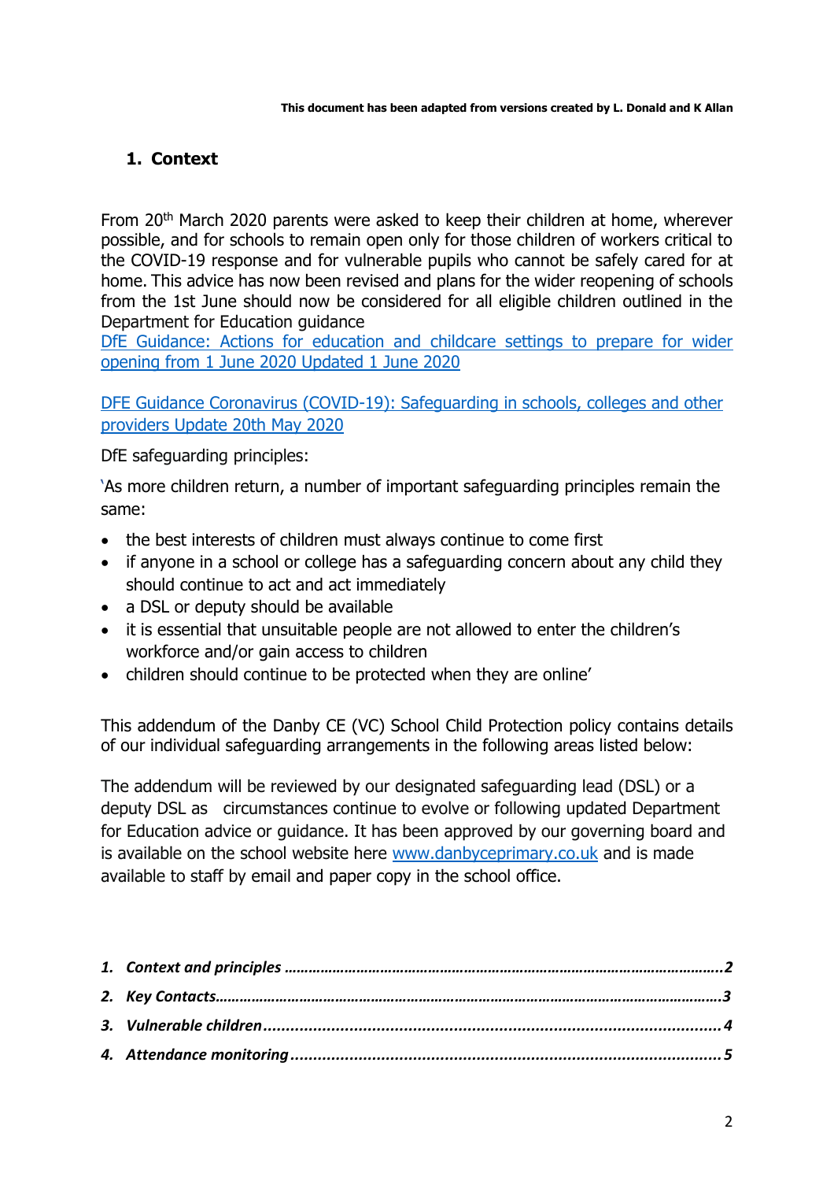**This document has been adapted from versions created by L. Donald and K Allan**

## 1. Context

From 20th March 2020 parents were asked to keep their children at home, wherever possible, and for schools to remain open only for those children of workers critical to the COVID-19 response and for vulnerable pupils who cannot be safely cared for at home. This advice has now been revised and plans for the wider reopening of schools from the 1st June should now be considered for all eligible children outlined in the Department for Education guidance
DfE Guidance: Actions for education and childcare settings to prepare for wider opening from 1 June 2020 Updated 1 June 2020

DFE Guidance Coronavirus (COVID-19): Safeguarding in schools, colleges and other providers Update 20th May 2020

DfE safeguarding principles:

'As more children return, a number of important safeguarding principles remain the same:

- the best interests of children must always continue to come first
- if anyone in a school or college has a safeguarding concern about any child they should continue to act and act immediately
- a DSL or deputy should be available
- it is essential that unsuitable people are not allowed to enter the children's workforce and/or gain access to children
- children should continue to be protected when they are online'

This addendum of the Danby CE (VC) School Child Protection policy contains details of our individual safeguarding arrangements in the following areas listed below:

The addendum will be reviewed by our designated safeguarding lead (DSL) or a deputy DSL as circumstances continue to evolve or following updated Department for Education advice or guidance. It has been approved by our governing board and is available on the school website here www.danbyceprimary.co.uk and is made available to staff by email and paper copy in the school office.

1. ***Context and principles*** ……………………………………………………………………………………………2
2. ***Key Contacts***……………………………………………………………………………………………………3
3. ***Vulnerable children***……………………………………………………………………………………………4
4. ***Attendance monitoring***………………………………………………………………………………………5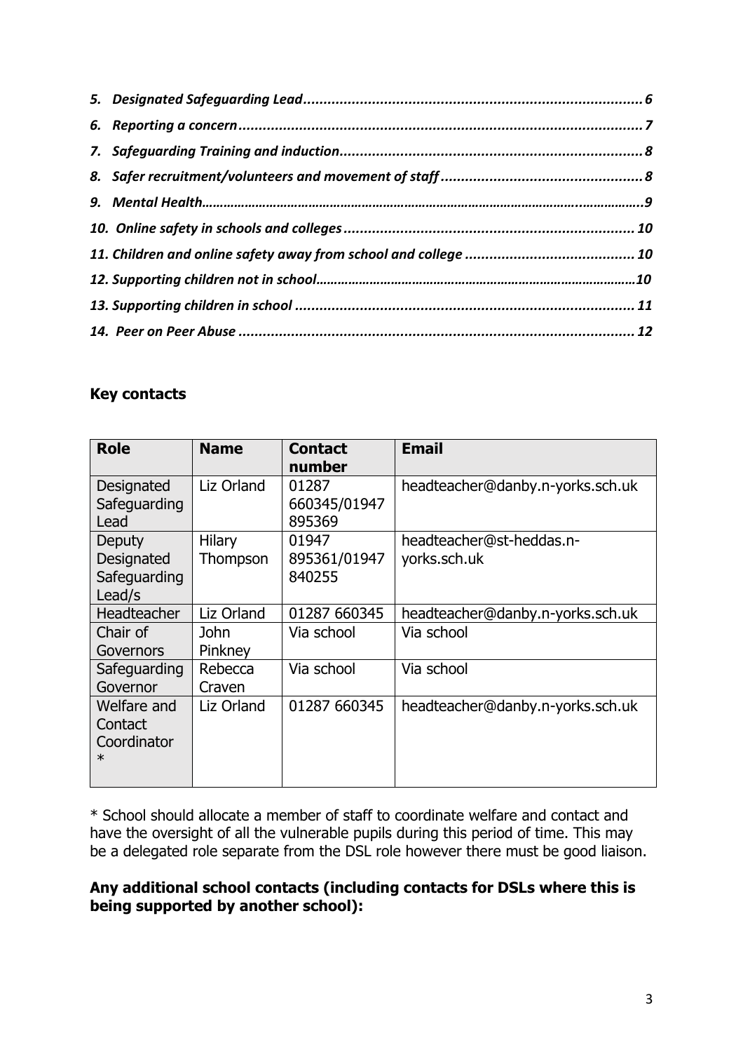*5. Designated Safeguarding Lead ........................................................................................ 6*
*6. Reporting a concern ........................................................................................................ 7*
*7. Safeguarding Training and induction ............................................................................ 8*
*8. Safer recruitment/volunteers and movement of staff .................................................. 8*
*9. Mental Health ................................................................................................................. 9*
*10. Online safety in schools and colleges ........................................................................ 10*
*11. Children and online safety away from school and college ........................................ 10*
*12. Supporting children not in school ............................................................................... 10*
*13. Supporting children in school ..................................................................................... 11*
*14. Peer on Peer Abuse ..................................................................................................... 12*

## Key contacts

| Role | Name | Contact number | Email |
|---|---|---|---|
| Designated Safeguarding Lead | Liz Orland | 01287 660345/01947 895369 | headteacher@danby.n-yorks.sch.uk |
| Deputy Designated Safeguarding Lead/s | Hilary Thompson | 01947 895361/01947 840255 | headteacher@st-heddas.n-yorks.sch.uk |
| Headteacher | Liz Orland | 01287 660345 | headteacher@danby.n-yorks.sch.uk |
| Chair of Governors | John Pinkney | Via school | Via school |
| Safeguarding Governor | Rebecca Craven | Via school | Via school |
| Welfare and Contact Coordinator * | Liz Orland | 01287 660345 | headteacher@danby.n-yorks.sch.uk |

* School should allocate a member of staff to coordinate welfare and contact and have the oversight of all the vulnerable pupils during this period of time. This may be a delegated role separate from the DSL role however there must be good liaison.

**Any additional school contacts (including contacts for DSLs where this is being supported by another school):**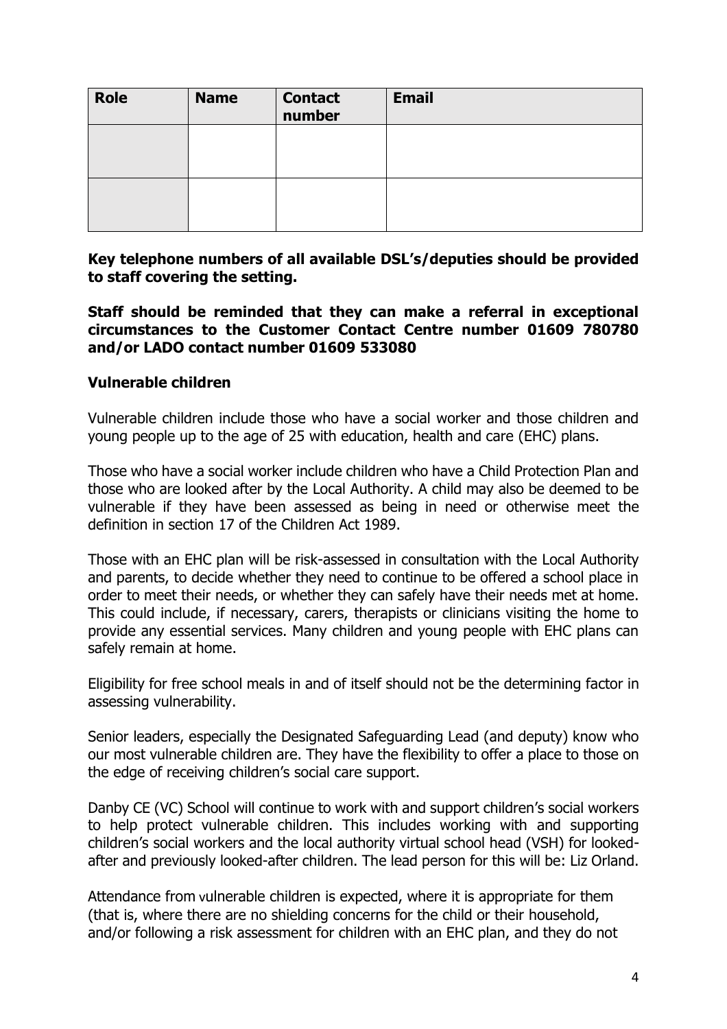| Role | Name | Contact number | Email |
| --- | --- | --- | --- |
| | | | |
| | | | |

**Key telephone numbers of all available DSL's/deputies should be provided to staff covering the setting.**

**Staff should be reminded that they can make a referral in exceptional circumstances to the Customer Contact Centre number 01609 780780 and/or LADO contact number 01609 533080**

### Vulnerable children

Vulnerable children include those who have a social worker and those children and young people up to the age of 25 with education, health and care (EHC) plans.

Those who have a social worker include children who have a Child Protection Plan and those who are looked after by the Local Authority. A child may also be deemed to be vulnerable if they have been assessed as being in need or otherwise meet the definition in section 17 of the Children Act 1989.

Those with an EHC plan will be risk-assessed in consultation with the Local Authority and parents, to decide whether they need to continue to be offered a school place in order to meet their needs, or whether they can safely have their needs met at home. This could include, if necessary, carers, therapists or clinicians visiting the home to provide any essential services. Many children and young people with EHC plans can safely remain at home.

Eligibility for free school meals in and of itself should not be the determining factor in assessing vulnerability.

Senior leaders, especially the Designated Safeguarding Lead (and deputy) know who our most vulnerable children are. They have the flexibility to offer a place to those on the edge of receiving children's social care support.

Danby CE (VC) School will continue to work with and support children's social workers to help protect vulnerable children. This includes working with and supporting children's social workers and the local authority virtual school head (VSH) for looked-after and previously looked-after children. The lead person for this will be: Liz Orland.

Attendance from vulnerable children is expected, where it is appropriate for them (that is, where there are no shielding concerns for the child or their household, and/or following a risk assessment for children with an EHC plan, and they do not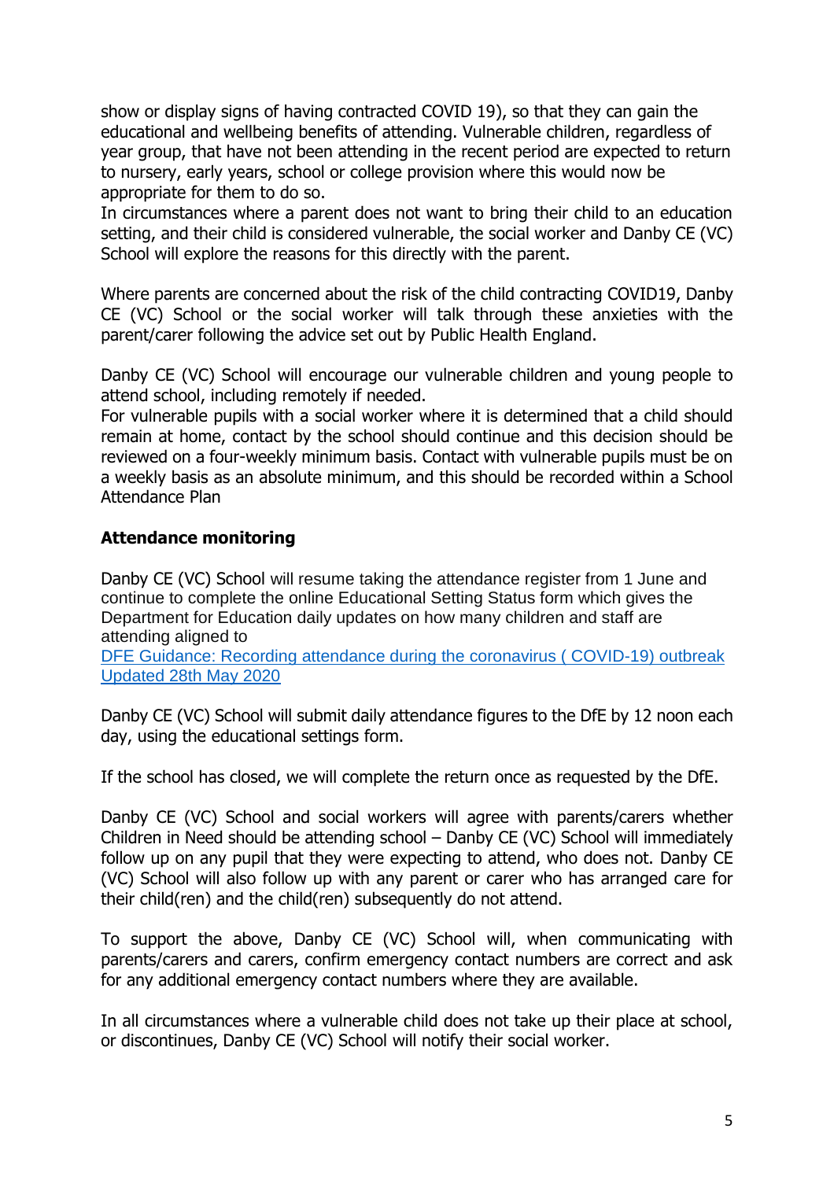show or display signs of having contracted COVID 19), so that they can gain the educational and wellbeing benefits of attending. Vulnerable children, regardless of year group, that have not been attending in the recent period are expected to return to nursery, early years, school or college provision where this would now be appropriate for them to do so.
In circumstances where a parent does not want to bring their child to an education setting, and their child is considered vulnerable, the social worker and Danby CE (VC) School will explore the reasons for this directly with the parent.

Where parents are concerned about the risk of the child contracting COVID19, Danby CE (VC) School or the social worker will talk through these anxieties with the parent/carer following the advice set out by Public Health England.

Danby CE (VC) School will encourage our vulnerable children and young people to attend school, including remotely if needed.
For vulnerable pupils with a social worker where it is determined that a child should remain at home, contact by the school should continue and this decision should be reviewed on a four-weekly minimum basis. Contact with vulnerable pupils must be on a weekly basis as an absolute minimum, and this should be recorded within a School Attendance Plan

**Attendance monitoring**

Danby CE (VC) School will resume taking the attendance register from 1 June and continue to complete the online Educational Setting Status form which gives the Department for Education daily updates on how many children and staff are attending aligned to
[DFE Guidance: Recording attendance during the coronavirus ( COVID-19) outbreak Updated 28th May 2020]

Danby CE (VC) School will submit daily attendance figures to the DfE by 12 noon each day, using the educational settings form.

If the school has closed, we will complete the return once as requested by the DfE.

Danby CE (VC) School and social workers will agree with parents/carers whether Children in Need should be attending school – Danby CE (VC) School will immediately follow up on any pupil that they were expecting to attend, who does not. Danby CE (VC) School will also follow up with any parent or carer who has arranged care for their child(ren) and the child(ren) subsequently do not attend.

To support the above, Danby CE (VC) School will, when communicating with parents/carers and carers, confirm emergency contact numbers are correct and ask for any additional emergency contact numbers where they are available.

In all circumstances where a vulnerable child does not take up their place at school, or discontinues, Danby CE (VC) School will notify their social worker.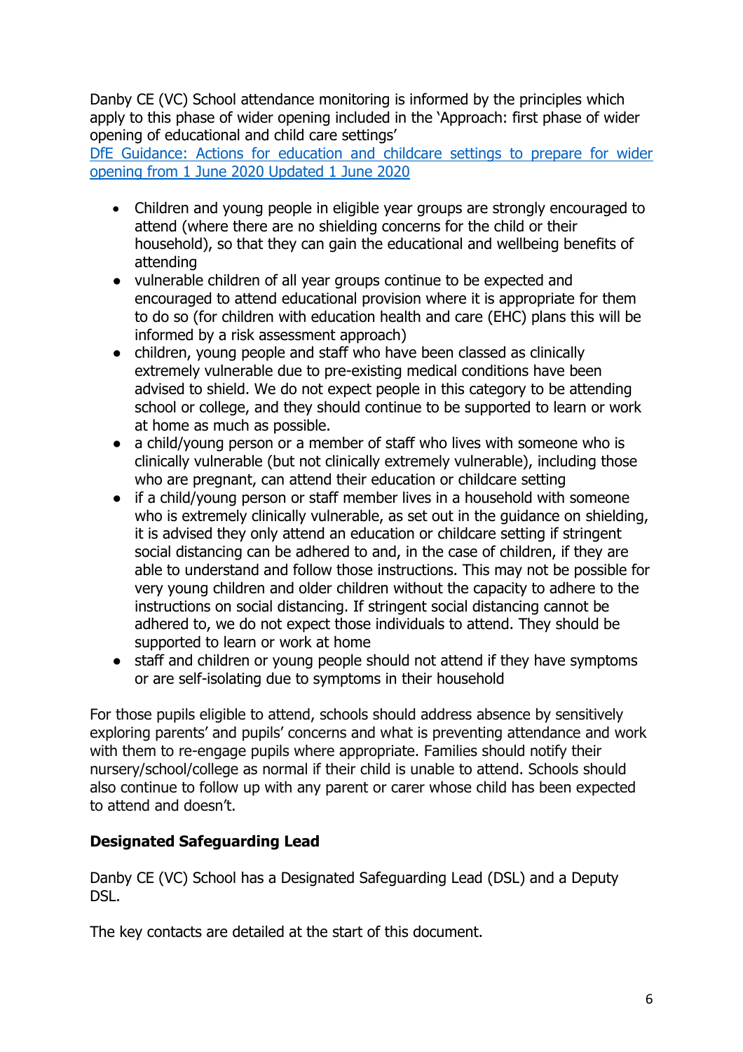Danby CE (VC) School attendance monitoring is informed by the principles which apply to this phase of wider opening included in the 'Approach: first phase of wider opening of educational and child care settings'

[DfE Guidance: Actions for education and childcare settings to prepare for wider opening from 1 June 2020 Updated 1 June 2020]

- Children and young people in eligible year groups are strongly encouraged to attend (where there are no shielding concerns for the child or their household), so that they can gain the educational and wellbeing benefits of attending
- vulnerable children of all year groups continue to be expected and encouraged to attend educational provision where it is appropriate for them to do so (for children with education health and care (EHC) plans this will be informed by a risk assessment approach)
- children, young people and staff who have been classed as clinically extremely vulnerable due to pre-existing medical conditions have been advised to shield. We do not expect people in this category to be attending school or college, and they should continue to be supported to learn or work at home as much as possible.
- a child/young person or a member of staff who lives with someone who is clinically vulnerable (but not clinically extremely vulnerable), including those who are pregnant, can attend their education or childcare setting
- if a child/young person or staff member lives in a household with someone who is extremely clinically vulnerable, as set out in the guidance on shielding, it is advised they only attend an education or childcare setting if stringent social distancing can be adhered to and, in the case of children, if they are able to understand and follow those instructions. This may not be possible for very young children and older children without the capacity to adhere to the instructions on social distancing. If stringent social distancing cannot be adhered to, we do not expect those individuals to attend. They should be supported to learn or work at home
- staff and children or young people should not attend if they have symptoms or are self-isolating due to symptoms in their household

For those pupils eligible to attend, schools should address absence by sensitively exploring parents' and pupils' concerns and what is preventing attendance and work with them to re-engage pupils where appropriate. Families should notify their nursery/school/college as normal if their child is unable to attend. Schools should also continue to follow up with any parent or carer whose child has been expected to attend and doesn't.

**Designated Safeguarding Lead**

Danby CE (VC) School has a Designated Safeguarding Lead (DSL) and a Deputy DSL.

The key contacts are detailed at the start of this document.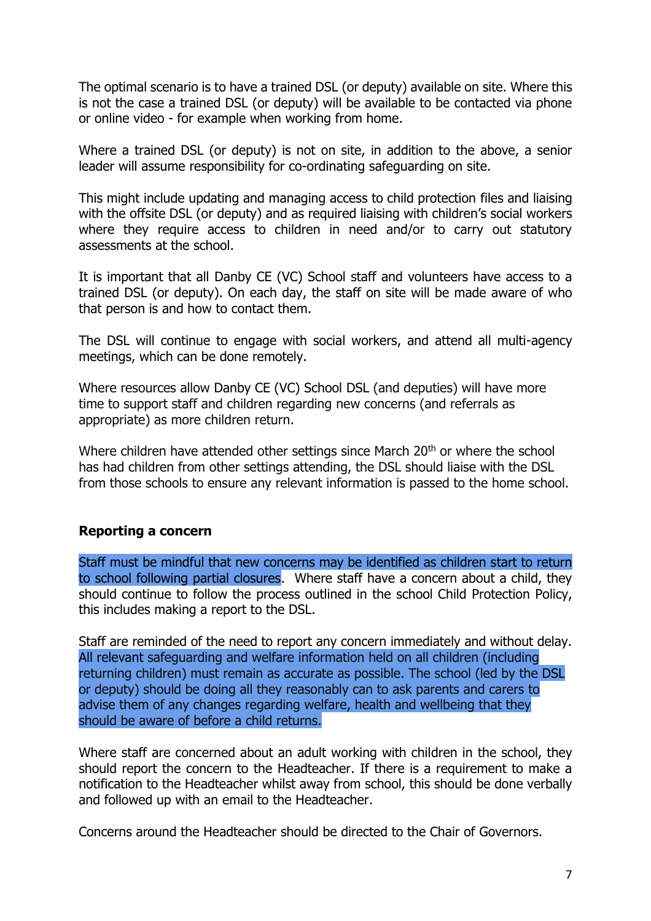The optimal scenario is to have a trained DSL (or deputy) available on site. Where this is not the case a trained DSL (or deputy) will be available to be contacted via phone or online video - for example when working from home.

Where a trained DSL (or deputy) is not on site, in addition to the above, a senior leader will assume responsibility for co-ordinating safeguarding on site.

This might include updating and managing access to child protection files and liaising with the offsite DSL (or deputy) and as required liaising with children's social workers where they require access to children in need and/or to carry out statutory assessments at the school.

It is important that all Danby CE (VC) School staff and volunteers have access to a trained DSL (or deputy). On each day, the staff on site will be made aware of who that person is and how to contact them.

The DSL will continue to engage with social workers, and attend all multi-agency meetings, which can be done remotely.

Where resources allow Danby CE (VC) School DSL (and deputies) will have more time to support staff and children regarding new concerns (and referrals as appropriate) as more children return.

Where children have attended other settings since March 20th or where the school has had children from other settings attending, the DSL should liaise with the DSL from those schools to ensure any relevant information is passed to the home school.

**Reporting a concern**

Staff must be mindful that new concerns may be identified as children start to return to school following partial closures. Where staff have a concern about a child, they should continue to follow the process outlined in the school Child Protection Policy, this includes making a report to the DSL.

Staff are reminded of the need to report any concern immediately and without delay. All relevant safeguarding and welfare information held on all children (including returning children) must remain as accurate as possible. The school (led by the DSL or deputy) should be doing all they reasonably can to ask parents and carers to advise them of any changes regarding welfare, health and wellbeing that they should be aware of before a child returns.

Where staff are concerned about an adult working with children in the school, they should report the concern to the Headteacher. If there is a requirement to make a notification to the Headteacher whilst away from school, this should be done verbally and followed up with an email to the Headteacher.

Concerns around the Headteacher should be directed to the Chair of Governors.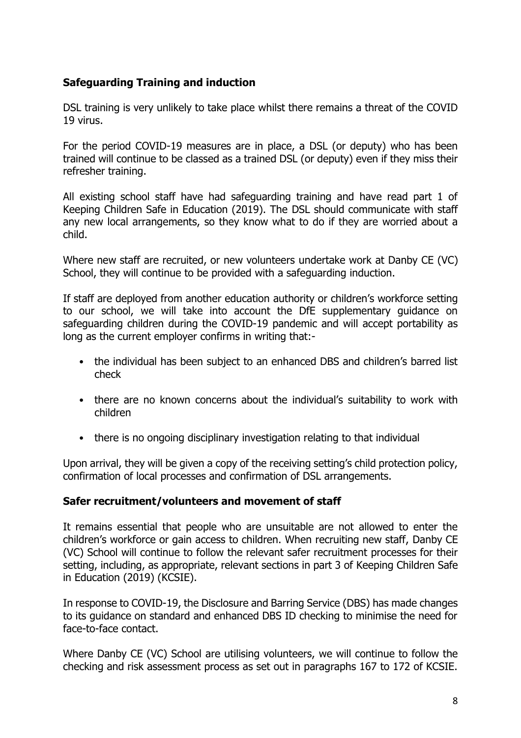## Safeguarding Training and induction

DSL training is very unlikely to take place whilst there remains a threat of the COVID 19 virus.

For the period COVID-19 measures are in place, a DSL (or deputy) who has been trained will continue to be classed as a trained DSL (or deputy) even if they miss their refresher training.

All existing school staff have had safeguarding training and have read part 1 of Keeping Children Safe in Education (2019). The DSL should communicate with staff any new local arrangements, so they know what to do if they are worried about a child.

Where new staff are recruited, or new volunteers undertake work at Danby CE (VC) School, they will continue to be provided with a safeguarding induction.

If staff are deployed from another education authority or children's workforce setting to our school, we will take into account the DfE supplementary guidance on safeguarding children during the COVID-19 pandemic and will accept portability as long as the current employer confirms in writing that:-

- the individual has been subject to an enhanced DBS and children's barred list check
- there are no known concerns about the individual's suitability to work with children
- there is no ongoing disciplinary investigation relating to that individual

Upon arrival, they will be given a copy of the receiving setting's child protection policy, confirmation of local processes and confirmation of DSL arrangements.

## Safer recruitment/volunteers and movement of staff

It remains essential that people who are unsuitable are not allowed to enter the children's workforce or gain access to children. When recruiting new staff, Danby CE (VC) School will continue to follow the relevant safer recruitment processes for their setting, including, as appropriate, relevant sections in part 3 of Keeping Children Safe in Education (2019) (KCSIE).

In response to COVID-19, the Disclosure and Barring Service (DBS) has made changes to its guidance on standard and enhanced DBS ID checking to minimise the need for face-to-face contact.

Where Danby CE (VC) School are utilising volunteers, we will continue to follow the checking and risk assessment process as set out in paragraphs 167 to 172 of KCSIE.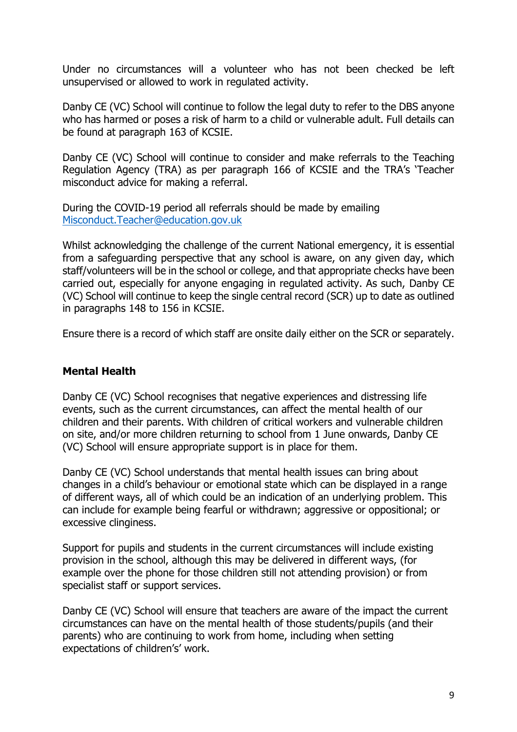Under no circumstances will a volunteer who has not been checked be left unsupervised or allowed to work in regulated activity.

Danby CE (VC) School will continue to follow the legal duty to refer to the DBS anyone who has harmed or poses a risk of harm to a child or vulnerable adult. Full details can be found at paragraph 163 of KCSIE.

Danby CE (VC) School will continue to consider and make referrals to the Teaching Regulation Agency (TRA) as per paragraph 166 of KCSIE and the TRA's 'Teacher misconduct advice for making a referral.

During the COVID-19 period all referrals should be made by emailing [Misconduct.Teacher@education.gov.uk](mailto:Misconduct.Teacher@education.gov.uk)

Whilst acknowledging the challenge of the current National emergency, it is essential from a safeguarding perspective that any school is aware, on any given day, which staff/volunteers will be in the school or college, and that appropriate checks have been carried out, especially for anyone engaging in regulated activity. As such, Danby CE (VC) School will continue to keep the single central record (SCR) up to date as outlined in paragraphs 148 to 156 in KCSIE.

Ensure there is a record of which staff are onsite daily either on the SCR or separately.

**Mental Health**

Danby CE (VC) School recognises that negative experiences and distressing life events, such as the current circumstances, can affect the mental health of our children and their parents. With children of critical workers and vulnerable children on site, and/or more children returning to school from 1 June onwards, Danby CE (VC) School will ensure appropriate support is in place for them.

Danby CE (VC) School understands that mental health issues can bring about changes in a child's behaviour or emotional state which can be displayed in a range of different ways, all of which could be an indication of an underlying problem. This can include for example being fearful or withdrawn; aggressive or oppositional; or excessive clinginess.

Support for pupils and students in the current circumstances will include existing provision in the school, although this may be delivered in different ways, (for example over the phone for those children still not attending provision) or from specialist staff or support services.

Danby CE (VC) School will ensure that teachers are aware of the impact the current circumstances can have on the mental health of those students/pupils (and their parents) who are continuing to work from home, including when setting expectations of children's' work.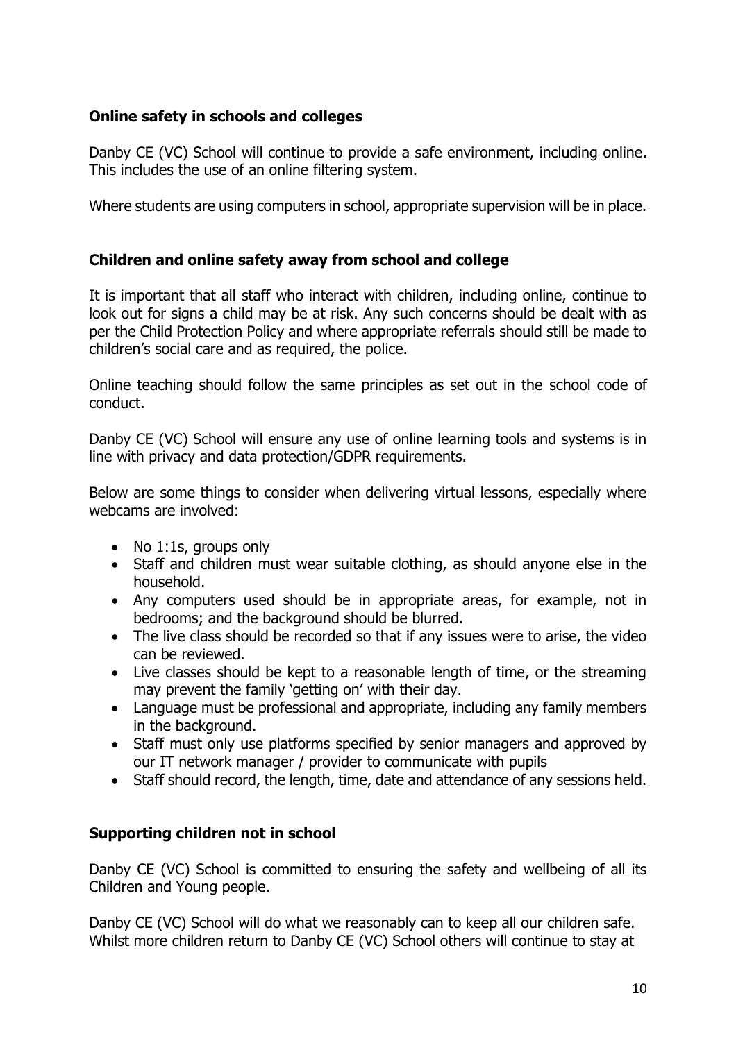## Online safety in schools and colleges

Danby CE (VC) School will continue to provide a safe environment, including online. This includes the use of an online filtering system.

Where students are using computers in school, appropriate supervision will be in place.

## Children and online safety away from school and college

It is important that all staff who interact with children, including online, continue to look out for signs a child may be at risk. Any such concerns should be dealt with as per the Child Protection Policy and where appropriate referrals should still be made to children's social care and as required, the police.

Online teaching should follow the same principles as set out in the school code of conduct.

Danby CE (VC) School will ensure any use of online learning tools and systems is in line with privacy and data protection/GDPR requirements.

Below are some things to consider when delivering virtual lessons, especially where webcams are involved:

- No 1:1s, groups only
- Staff and children must wear suitable clothing, as should anyone else in the household.
- Any computers used should be in appropriate areas, for example, not in bedrooms; and the background should be blurred.
- The live class should be recorded so that if any issues were to arise, the video can be reviewed.
- Live classes should be kept to a reasonable length of time, or the streaming may prevent the family 'getting on' with their day.
- Language must be professional and appropriate, including any family members in the background.
- Staff must only use platforms specified by senior managers and approved by our IT network manager / provider to communicate with pupils
- Staff should record, the length, time, date and attendance of any sessions held.

## Supporting children not in school

Danby CE (VC) School is committed to ensuring the safety and wellbeing of all its Children and Young people.

Danby CE (VC) School will do what we reasonably can to keep all our children safe. Whilst more children return to Danby CE (VC) School others will continue to stay at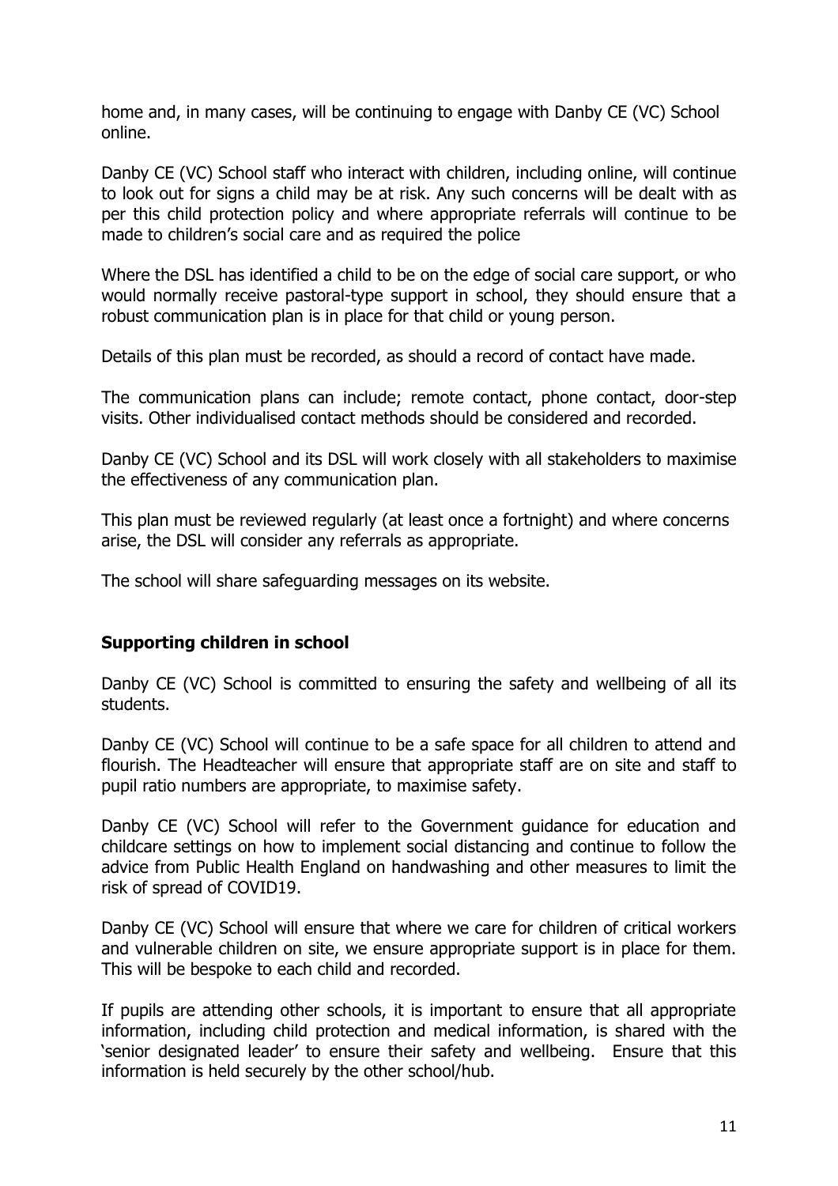home and, in many cases, will be continuing to engage with Danby CE (VC) School online.

Danby CE (VC) School staff who interact with children, including online, will continue to look out for signs a child may be at risk. Any such concerns will be dealt with as per this child protection policy and where appropriate referrals will continue to be made to children's social care and as required the police

Where the DSL has identified a child to be on the edge of social care support, or who would normally receive pastoral-type support in school, they should ensure that a robust communication plan is in place for that child or young person.

Details of this plan must be recorded, as should a record of contact have made.

The communication plans can include; remote contact, phone contact, door-step visits. Other individualised contact methods should be considered and recorded.

Danby CE (VC) School and its DSL will work closely with all stakeholders to maximise the effectiveness of any communication plan.

This plan must be reviewed regularly (at least once a fortnight) and where concerns arise, the DSL will consider any referrals as appropriate.

The school will share safeguarding messages on its website.

## Supporting children in school

Danby CE (VC) School is committed to ensuring the safety and wellbeing of all its students.

Danby CE (VC) School will continue to be a safe space for all children to attend and flourish. The Headteacher will ensure that appropriate staff are on site and staff to pupil ratio numbers are appropriate, to maximise safety.

Danby CE (VC) School will refer to the Government guidance for education and childcare settings on how to implement social distancing and continue to follow the advice from Public Health England on handwashing and other measures to limit the risk of spread of COVID19.

Danby CE (VC) School will ensure that where we care for children of critical workers and vulnerable children on site, we ensure appropriate support is in place for them. This will be bespoke to each child and recorded.

If pupils are attending other schools, it is important to ensure that all appropriate information, including child protection and medical information, is shared with the 'senior designated leader' to ensure their safety and wellbeing. Ensure that this information is held securely by the other school/hub.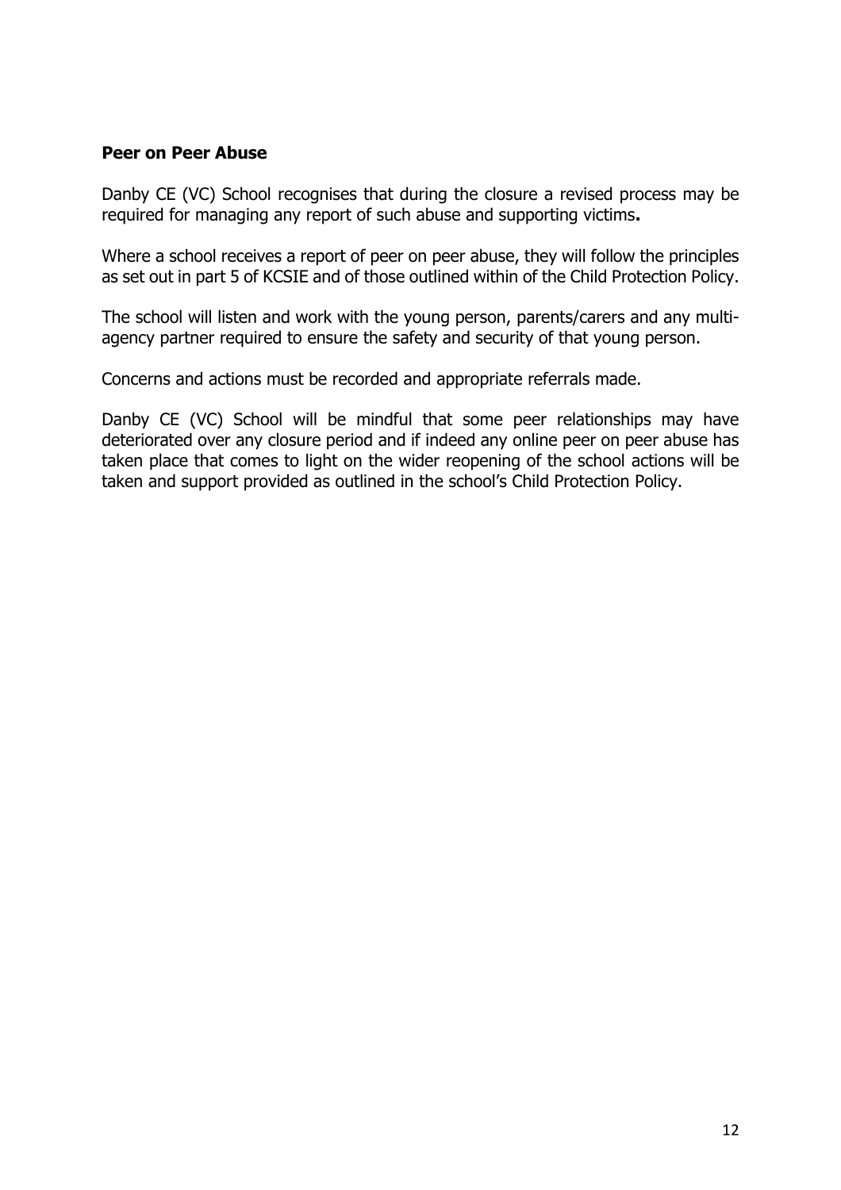**Peer on Peer Abuse**

Danby CE (VC) School recognises that during the closure a revised process may be required for managing any report of such abuse and supporting victims**.**

Where a school receives a report of peer on peer abuse, they will follow the principles as set out in part 5 of KCSIE and of those outlined within of the Child Protection Policy.

The school will listen and work with the young person, parents/carers and any multi-agency partner required to ensure the safety and security of that young person.

Concerns and actions must be recorded and appropriate referrals made.

Danby CE (VC) School will be mindful that some peer relationships may have deteriorated over any closure period and if indeed any online peer on peer abuse has taken place that comes to light on the wider reopening of the school actions will be taken and support provided as outlined in the school's Child Protection Policy.